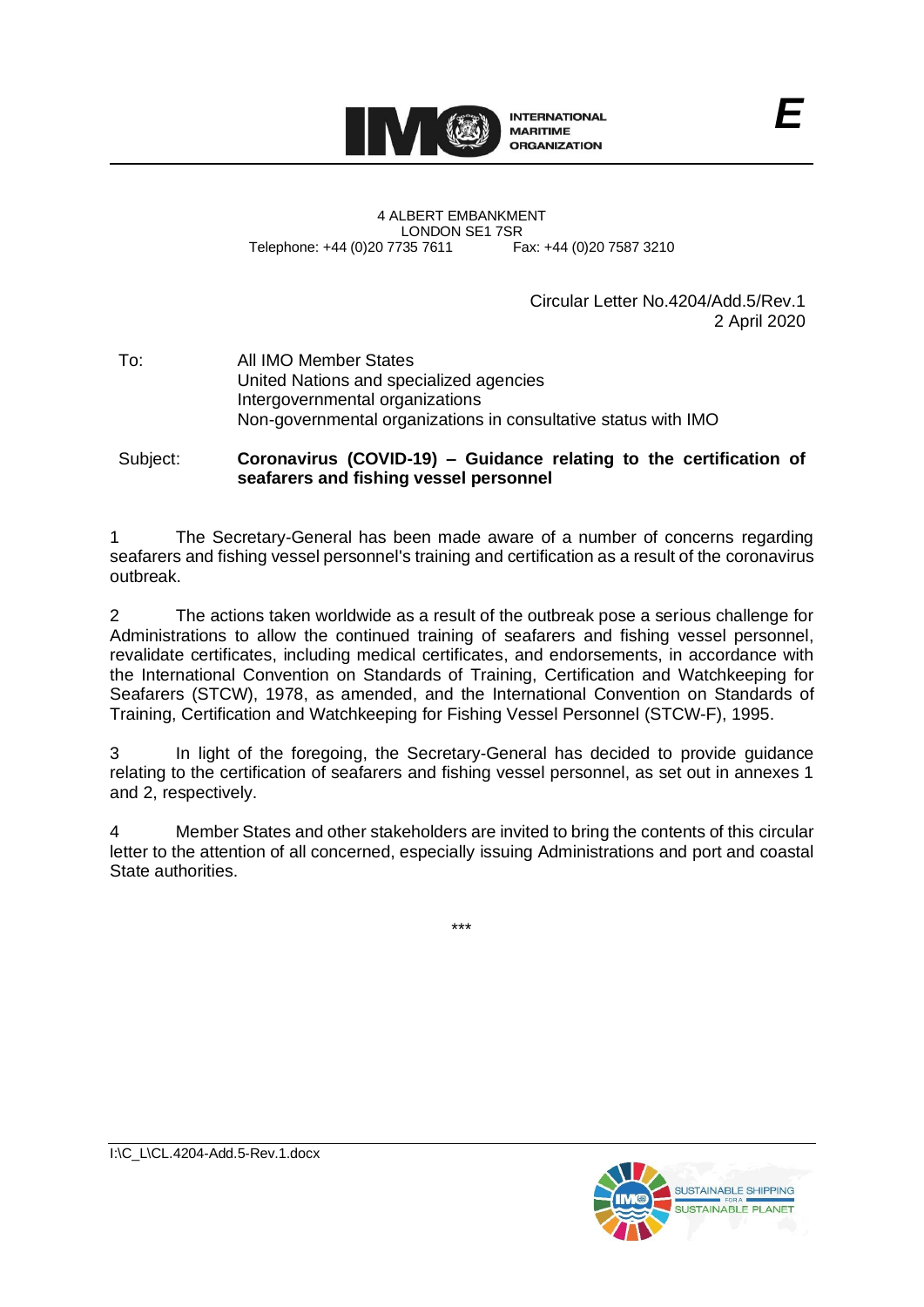INTERNATIONAL MARITIME ORGANIZATION

**E**

4 ALBERT EMBANKMENT
LONDON SE1 7SR
Telephone: +44 (0)20 7735 7611 Fax: +44 (0)20 7587 3210

Circular Letter No.4204/Add.5/Rev.1
2 April 2020

To: All IMO Member States
United Nations and specialized agencies
Intergovernmental organizations
Non-governmental organizations in consultative status with IMO

Subject: **Coronavirus (COVID-19) – Guidance relating to the certification of seafarers and fishing vessel personnel**

1 The Secretary-General has been made aware of a number of concerns regarding seafarers and fishing vessel personnel's training and certification as a result of the coronavirus outbreak.

2 The actions taken worldwide as a result of the outbreak pose a serious challenge for Administrations to allow the continued training of seafarers and fishing vessel personnel, revalidate certificates, including medical certificates, and endorsements, in accordance with the International Convention on Standards of Training, Certification and Watchkeeping for Seafarers (STCW), 1978, as amended, and the International Convention on Standards of Training, Certification and Watchkeeping for Fishing Vessel Personnel (STCW-F), 1995.

3 In light of the foregoing, the Secretary-General has decided to provide guidance relating to the certification of seafarers and fishing vessel personnel, as set out in annexes 1 and 2, respectively.

4 Member States and other stakeholders are invited to bring the contents of this circular letter to the attention of all concerned, especially issuing Administrations and port and coastal State authorities.

***

I:\C_L\CL.4204-Add.5-Rev.1.docx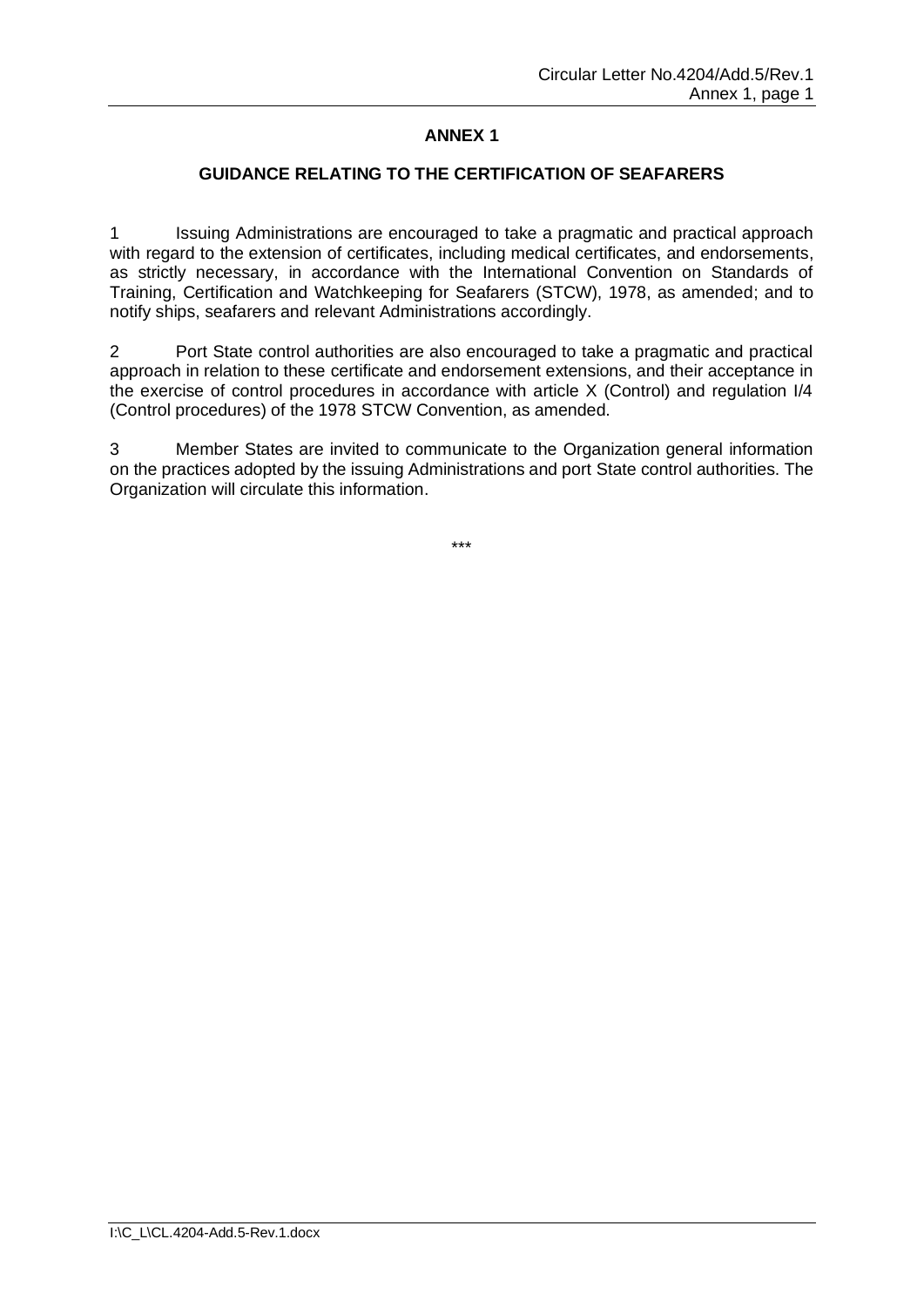# ANNEX 1

## GUIDANCE RELATING TO THE CERTIFICATION OF SEAFARERS

1 Issuing Administrations are encouraged to take a pragmatic and practical approach with regard to the extension of certificates, including medical certificates, and endorsements, as strictly necessary, in accordance with the International Convention on Standards of Training, Certification and Watchkeeping for Seafarers (STCW), 1978, as amended; and to notify ships, seafarers and relevant Administrations accordingly.

2 Port State control authorities are also encouraged to take a pragmatic and practical approach in relation to these certificate and endorsement extensions, and their acceptance in the exercise of control procedures in accordance with article X (Control) and regulation I/4 (Control procedures) of the 1978 STCW Convention, as amended.

3 Member States are invited to communicate to the Organization general information on the practices adopted by the issuing Administrations and port State control authorities. The Organization will circulate this information.

***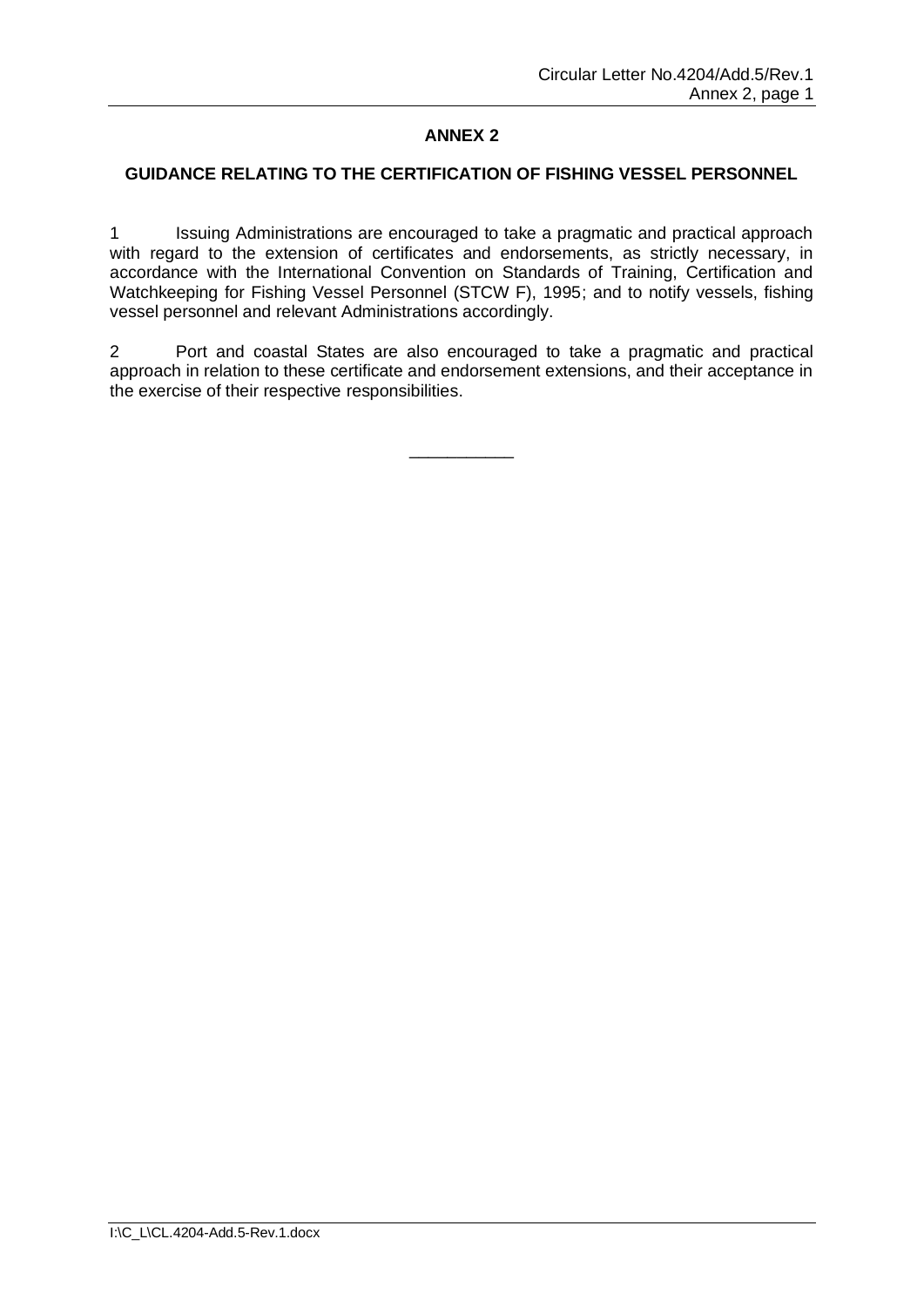# ANNEX 2

## GUIDANCE RELATING TO THE CERTIFICATION OF FISHING VESSEL PERSONNEL

1 Issuing Administrations are encouraged to take a pragmatic and practical approach with regard to the extension of certificates and endorsements, as strictly necessary, in accordance with the International Convention on Standards of Training, Certification and Watchkeeping for Fishing Vessel Personnel (STCW F), 1995; and to notify vessels, fishing vessel personnel and relevant Administrations accordingly.

2 Port and coastal States are also encouraged to take a pragmatic and practical approach in relation to these certificate and endorsement extensions, and their acceptance in the exercise of their respective responsibilities.

___________